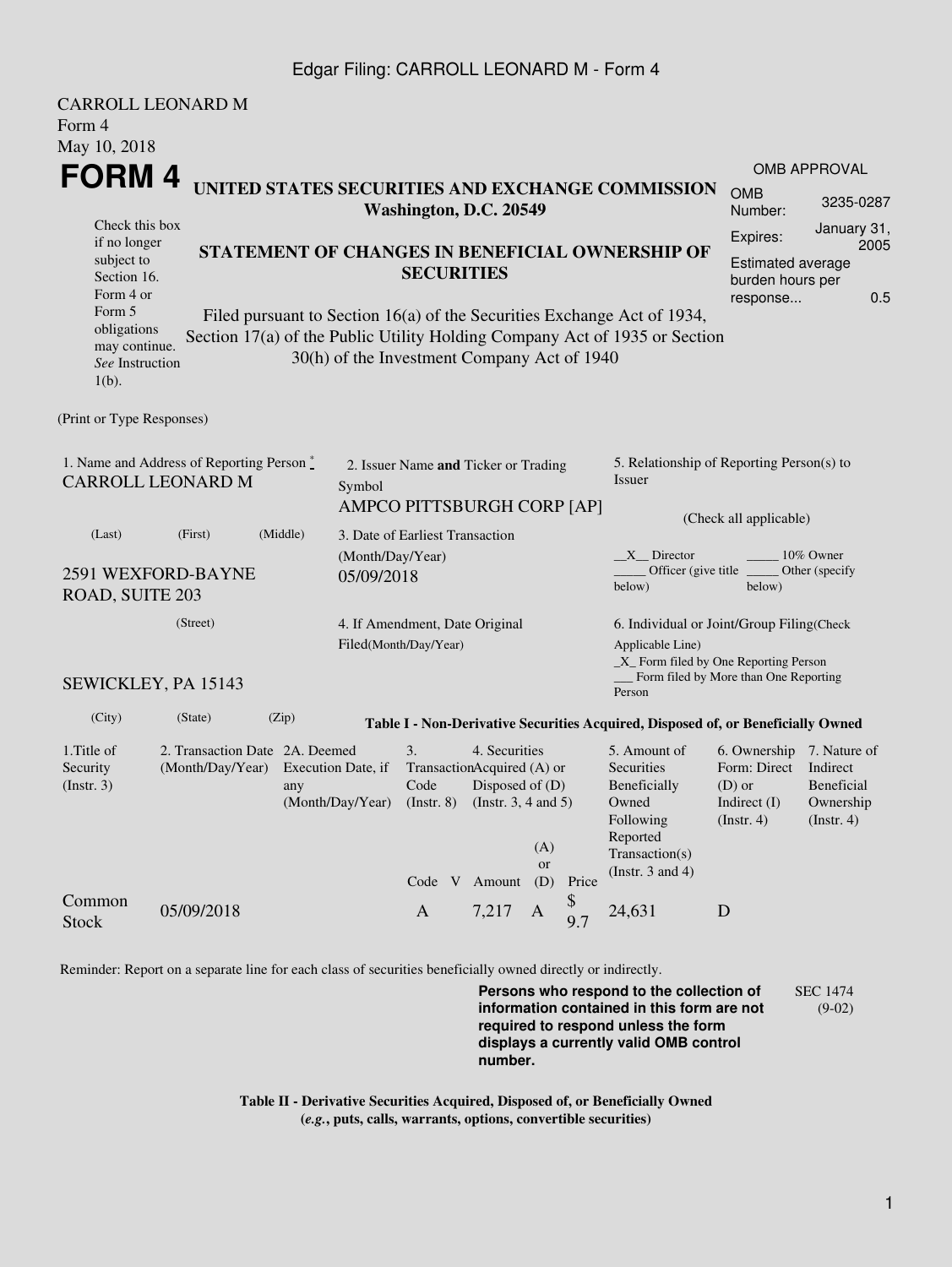CARROLL LEONARD M
Form 4
May 10, 2018

# FORM 4

**UNITED STATES SECURITIES AND EXCHANGE COMMISSION**
**Washington, D.C. 20549**

| OMB APPROVAL | |
|---|---|
| OMB Number: | 3235-0287 |
| Expires: | January 31, 2005 |
| Estimated average burden hours per response... | 0.5 |

Check this box if no longer subject to Section 16. Form 4 or Form 5 obligations may continue. *See* Instruction 1(b).

**STATEMENT OF CHANGES IN BENEFICIAL OWNERSHIP OF SECURITIES**

Filed pursuant to Section 16(a) of the Securities Exchange Act of 1934, Section 17(a) of the Public Utility Holding Company Act of 1935 or Section 30(h) of the Investment Company Act of 1940

(Print or Type Responses)

1. Name and Address of Reporting Person *
CARROLL LEONARD M

(Last) (First) (Middle)

2591 WEXFORD-BAYNE ROAD, SUITE 203

(Street)

SEWICKLEY, PA 15143

(City) (State) (Zip)

2. Issuer Name **and** Ticker or Trading Symbol
AMPCO PITTSBURGH CORP [AP]

3. Date of Earliest Transaction (Month/Day/Year)
05/09/2018

4. If Amendment, Date Original Filed(Month/Day/Year)

5. Relationship of Reporting Person(s) to Issuer

(Check all applicable)

__X__ Director _____ 10% Owner
_____ Officer (give title below) _____ Other (specify below)

6. Individual or Joint/Group Filing(Check Applicable Line)
_X_ Form filed by One Reporting Person
___ Form filed by More than One Reporting Person

**Table I - Non-Derivative Securities Acquired, Disposed of, or Beneficially Owned**

| 1.Title of Security (Instr. 3) | 2. Transaction Date (Month/Day/Year) | 2A. Deemed Execution Date, if any (Month/Day/Year) | 3. Transaction Code (Instr. 8) | | 4. Securities Acquired (A) or Disposed of (D) (Instr. 3, 4 and 5) | | | 5. Amount of Securities Beneficially Owned Following Reported Transaction(s) (Instr. 3 and 4) | 6. Ownership Form: Direct (D) or Indirect (I) (Instr. 4) | 7. Nature of Indirect Beneficial Ownership (Instr. 4) |
|---|---|---|---|---|---|---|---|---|---|---|
| | | | Code | V | Amount | (A) or (D) | Price | | | |
| Common Stock | 05/09/2018 | | A | | 7,217 | A | $ 9.7 | 24,631 | D | |

Reminder: Report on a separate line for each class of securities beneficially owned directly or indirectly.

**Persons who respond to the collection of information contained in this form are not required to respond unless the form displays a currently valid OMB control number.**

SEC 1474 (9-02)

**Table II - Derivative Securities Acquired, Disposed of, or Beneficially Owned**
**(*e.g.*, puts, calls, warrants, options, convertible securities)**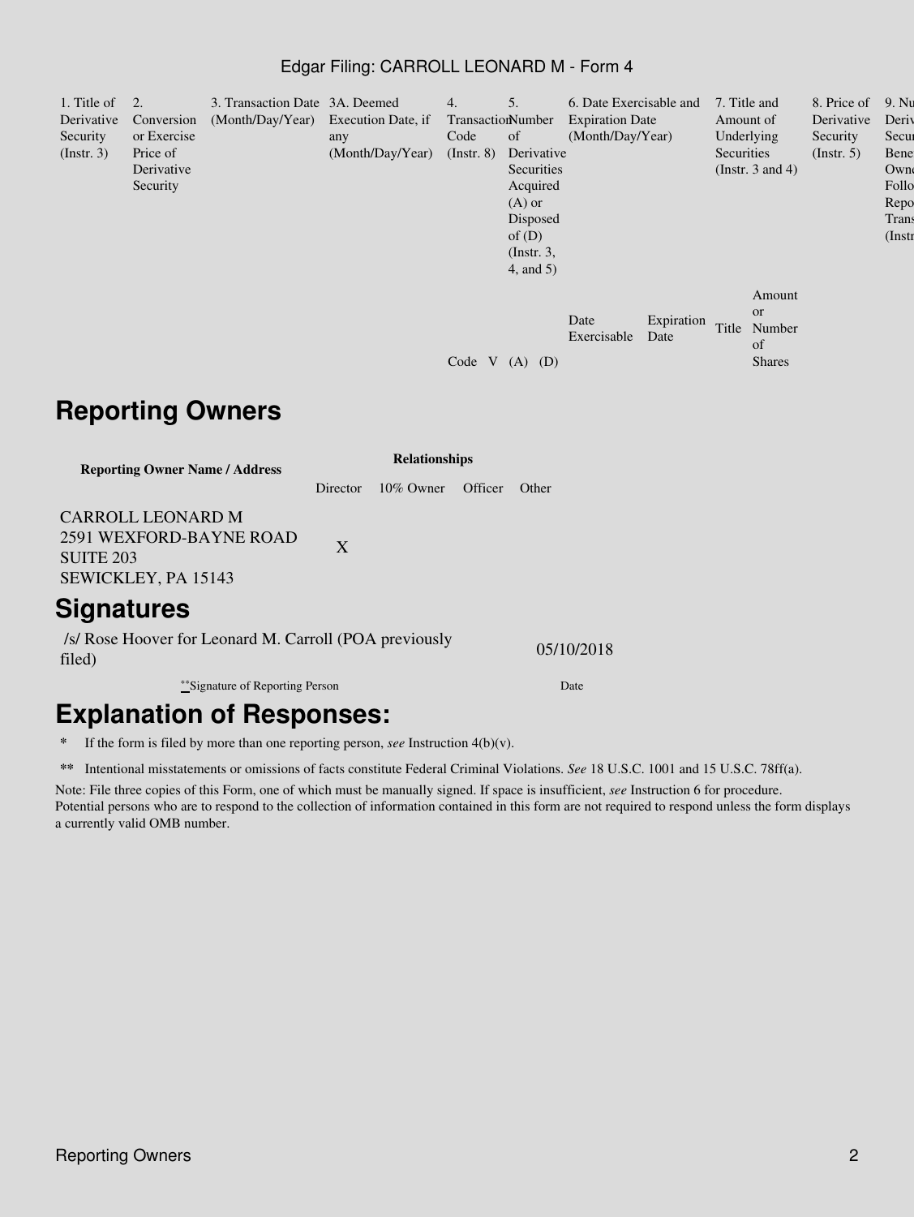| 1. Title of Derivative Security (Instr. 3) | 2. Conversion or Exercise Price of Derivative Security | 3. Transaction Date (Month/Day/Year) | 3A. Deemed Execution Date, if any (Month/Day/Year) | 4. Transaction Code (Instr. 8) | | 5. Number of Derivative Securities Acquired (A) or Disposed of (D) (Instr. 3, 4, and 5) | | 6. Date Exercisable and Expiration Date (Month/Day/Year) | | 7. Title and Amount of Underlying Securities (Instr. 3 and 4) | | 8. Price of Derivative Security (Instr. 5) | 9. Nu Deriv Secur Bene Owne Follo Repo Trans (Instr |
|---|---|---|---|---|---|---|---|---|---|---|---|---|---|
| | | | | Code | V | (A) | (D) | Date Exercisable | Expiration Date | Title | Amount or Number of Shares | | |

## Reporting Owners

| Reporting Owner Name / Address | Relationships | | | |
|---|---|---|---|---|
| | Director | 10% Owner | Officer | Other |
| CARROLL LEONARD M<br>2591 WEXFORD-BAYNE ROAD<br>SUITE 203<br>SEWICKLEY, PA 15143 | X | | | |

## Signatures

| | |
|---|---|
| /s/ Rose Hoover for Leonard M. Carroll (POA previously filed) | 05/10/2018 |
| **Signature of Reporting Person | Date |

## Explanation of Responses:

\* If the form is filed by more than one reporting person, *see* Instruction 4(b)(v).

\*\* Intentional misstatements or omissions of facts constitute Federal Criminal Violations. *See* 18 U.S.C. 1001 and 15 U.S.C. 78ff(a).

Note: File three copies of this Form, one of which must be manually signed. If space is insufficient, *see* Instruction 6 for procedure.
Potential persons who are to respond to the collection of information contained in this form are not required to respond unless the form displays a currently valid OMB number.